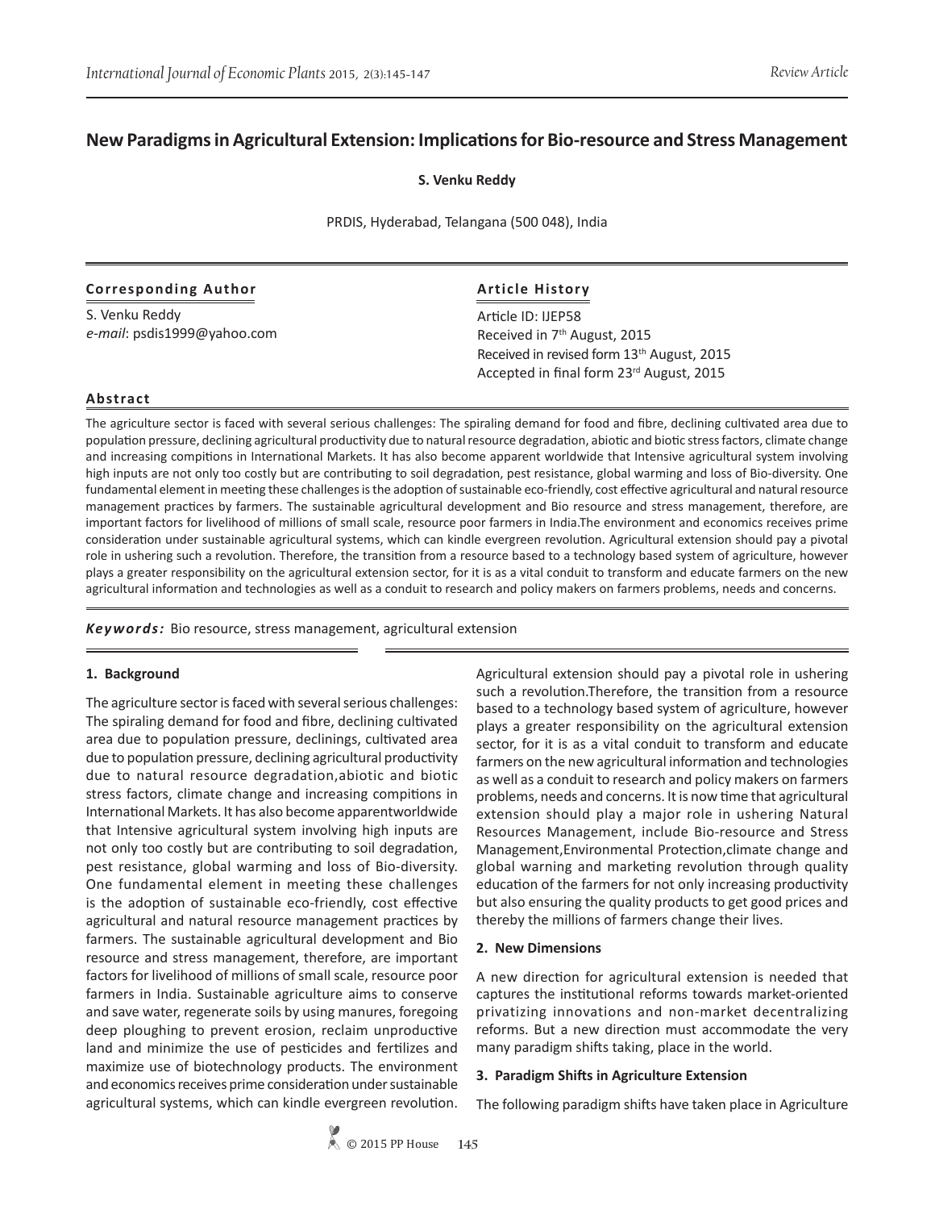# New Paradigms in Agricultural Extension: Implications for Bio-resource and Stress Management

**S. Venku Reddy**

PRDIS, Hyderabad, Telangana (500 048), India

**Corresponding Author**

S. Venku Reddy
*e-mail*: psdis1999@yahoo.com

**Article History**

Article ID: IJEP58
Received in 7th August, 2015
Received in revised form 13th August, 2015
Accepted in final form 23rd August, 2015

**Abstract**

The agriculture sector is faced with several serious challenges: The spiraling demand for food and fibre, declining cultivated area due to population pressure, declining agricultural productivity due to natural resource degradation, abiotic and biotic stress factors, climate change and increasing compitions in International Markets. It has also become apparent worldwide that Intensive agricultural system involving high inputs are not only too costly but are contributing to soil degradation, pest resistance, global warming and loss of Bio-diversity. One fundamental element in meeting these challenges is the adoption of sustainable eco-friendly, cost effective agricultural and natural resource management practices by farmers. The sustainable agricultural development and Bio resource and stress management, therefore, are important factors for livelihood of millions of small scale, resource poor farmers in India.The environment and economics receives prime consideration under sustainable agricultural systems, which can kindle evergreen revolution. Agricultural extension should pay a pivotal role in ushering such a revolution. Therefore, the transition from a resource based to a technology based system of agriculture, however plays a greater responsibility on the agricultural extension sector, for it is as a vital conduit to transform and educate farmers on the new agricultural information and technologies as well as a conduit to research and policy makers on farmers problems, needs and concerns.

***Keywords:*** Bio resource, stress management, agricultural extension

## 1. Background

The agriculture sector is faced with several serious challenges: The spiraling demand for food and fibre, declining cultivated area due to population pressure, declinings, cultivated area due to population pressure, declining agricultural productivity due to natural resource degradation,abiotic and biotic stress factors, climate change and increasing compitions in International Markets. It has also become apparentworldwide that Intensive agricultural system involving high inputs are not only too costly but are contributing to soil degradation, pest resistance, global warming and loss of Bio-diversity. One fundamental element in meeting these challenges is the adoption of sustainable eco-friendly, cost effective agricultural and natural resource management practices by farmers. The sustainable agricultural development and Bio resource and stress management, therefore, are important factors for livelihood of millions of small scale, resource poor farmers in India. Sustainable agriculture aims to conserve and save water, regenerate soils by using manures, foregoing deep ploughing to prevent erosion, reclaim unproductive land and minimize the use of pesticides and fertilizes and maximize use of biotechnology products. The environment and economics receives prime consideration under sustainable agricultural systems, which can kindle evergreen revolution. Agricultural extension should pay a pivotal role in ushering such a revolution.Therefore, the transition from a resource based to a technology based system of agriculture, however plays a greater responsibility on the agricultural extension sector, for it is as a vital conduit to transform and educate farmers on the new agricultural information and technologies as well as a conduit to research and policy makers on farmers problems, needs and concerns. It is now time that agricultural extension should play a major role in ushering Natural Resources Management, include Bio-resource and Stress Management,Environmental Protection,climate change and global warning and marketing revolution through quality education of the farmers for not only increasing productivity but also ensuring the quality products to get good prices and thereby the millions of farmers change their lives.

## 2. New Dimensions

A new direction for agricultural extension is needed that captures the institutional reforms towards market-oriented privatizing innovations and non-market decentralizing reforms. But a new direction must accommodate the very many paradigm shifts taking, place in the world.

## 3. Paradigm Shifts in Agriculture Extension

The following paradigm shifts have taken place in Agriculture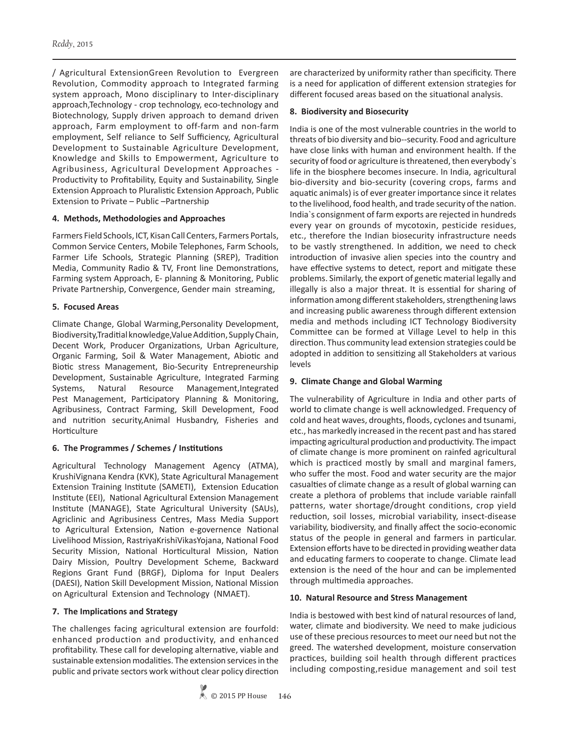/ Agricultural ExtensionGreen Revolution to Evergreen Revolution, Commodity approach to Integrated farming system approach, Mono disciplinary to Inter-disciplinary approach,Technology - crop technology, eco-technology and Biotechnology, Supply driven approach to demand driven approach, Farm employment to off-farm and non-farm employment, Self reliance to Self Sufficiency, Agricultural Development to Sustainable Agriculture Development, Knowledge and Skills to Empowerment, Agriculture to Agribusiness, Agricultural Development Approaches - Productivity to Profitability, Equity and Sustainability, Single Extension Approach to Pluralistic Extension Approach, Public Extension to Private – Public –Partnership

**4. Methods, Methodologies and Approaches**

Farmers Field Schools, ICT, Kisan Call Centers, Farmers Portals, Common Service Centers, Mobile Telephones, Farm Schools, Farmer Life Schools, Strategic Planning (SREP), Tradition Media, Community Radio & TV, Front line Demonstrations, Farming system Approach, E- planning & Monitoring, Public Private Partnership, Convergence, Gender main streaming,

**5. Focused Areas**

Climate Change, Global Warming,Personality Development, Biodiversity,Traditial knowledge,Value Addition, Supply Chain, Decent Work, Producer Organizations, Urban Agriculture, Organic Farming, Soil & Water Management, Abiotic and Biotic stress Management, Bio-Security Entrepreneurship Development, Sustainable Agriculture, Integrated Farming Systems, Natural Resource Management,Integrated Pest Management, Participatory Planning & Monitoring, Agribusiness, Contract Farming, Skill Development, Food and nutrition security,Animal Husbandry, Fisheries and Horticulture

**6. The Programmes / Schemes / Institutions**

Agricultural Technology Management Agency (ATMA), KrushiVignana Kendra (KVK), State Agricultural Management Extension Training Institute (SAMETI), Extension Education Institute (EEI), National Agricultural Extension Management Institute (MANAGE), State Agricultural University (SAUs), Agriclinic and Agribusiness Centres, Mass Media Support to Agricultural Extension, Nation e-governence National Livelihood Mission, RastriyaKrishiVikasYojana, National Food Security Mission, National Horticultural Mission, Nation Dairy Mission, Poultry Development Scheme, Backward Regions Grant Fund (BRGF), Diploma for Input Dealers (DAESI), Nation Skill Development Mission, National Mission on Agricultural Extension and Technology (NMAET).

**7. The Implications and Strategy**

The challenges facing agricultural extension are fourfold: enhanced production and productivity, and enhanced profitability. These call for developing alternative, viable and sustainable extension modalities. The extension services in the public and private sectors work without clear policy direction are characterized by uniformity rather than specificity. There is a need for application of different extension strategies for different focused areas based on the situational analysis.

**8. Biodiversity and Biosecurity**

India is one of the most vulnerable countries in the world to threats of bio diversity and bio--security. Food and agriculture have close links with human and environment health. If the security of food or agriculture is threatened, then everybody`s life in the biosphere becomes insecure. In India, agricultural bio-diversity and bio-security (covering crops, farms and aquatic animals) is of ever greater importance since it relates to the livelihood, food health, and trade security of the nation. India`s consignment of farm exports are rejected in hundreds every year on grounds of mycotoxin, pesticide residues, etc., therefore the Indian biosecurity infrastructure needs to be vastly strengthened. In addition, we need to check introduction of invasive alien species into the country and have effective systems to detect, report and mitigate these problems. Similarly, the export of genetic material legally and illegally is also a major threat. It is essential for sharing of information among different stakeholders, strengthening laws and increasing public awareness through different extension media and methods including ICT Technology Biodiversity Committee can be formed at Village Level to help in this direction. Thus community lead extension strategies could be adopted in addition to sensitizing all Stakeholders at various levels

**9. Climate Change and Global Warming**

The vulnerability of Agriculture in India and other parts of world to climate change is well acknowledged. Frequency of cold and heat waves, droughts, floods, cyclones and tsunami, etc., has markedly increased in the recent past and has stared impacting agricultural production and productivity. The impact of climate change is more prominent on rainfed agricultural which is practiced mostly by small and marginal famers, who suffer the most. Food and water security are the major casualties of climate change as a result of global warning can create a plethora of problems that include variable rainfall patterns, water shortage/drought conditions, crop yield reduction, soil losses, microbial variability, insect-disease variability, biodiversity, and finally affect the socio-economic status of the people in general and farmers in particular. Extension efforts have to be directed in providing weather data and educating farmers to cooperate to change. Climate lead extension is the need of the hour and can be implemented through multimedia approaches.

**10. Natural Resource and Stress Management**

India is bestowed with best kind of natural resources of land, water, climate and biodiversity. We need to make judicious use of these precious resources to meet our need but not the greed. The watershed development, moisture conservation practices, building soil health through different practices including composting,residue management and soil test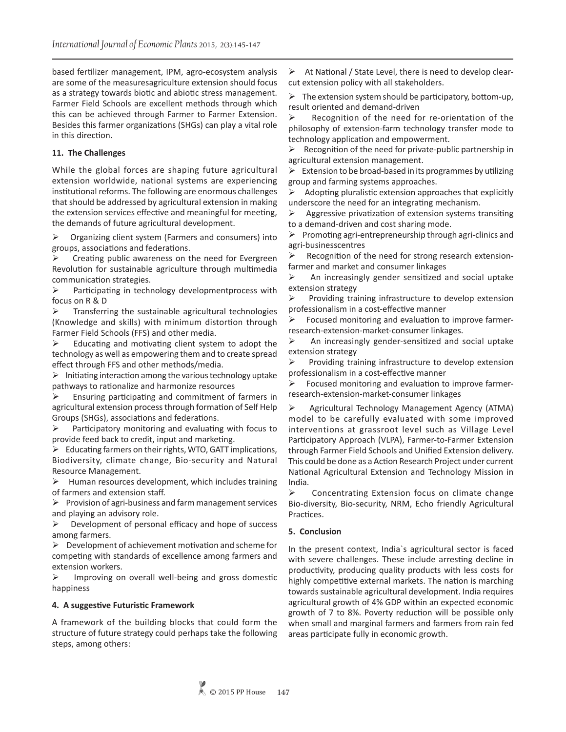based fertilizer management, IPM, agro-ecosystem analysis are some of the measuresagriculture extension should focus as a strategy towards biotic and abiotic stress management. Farmer Field Schools are excellent methods through which this can be achieved through Farmer to Farmer Extension. Besides this farmer organizations (SHGs) can play a vital role in this direction.

**11. The Challenges**

While the global forces are shaping future agricultural extension worldwide, national systems are experiencing institutional reforms. The following are enormous challenges that should be addressed by agricultural extension in making the extension services effective and meaningful for meeting, the demands of future agricultural development.

- Organizing client system (Farmers and consumers) into groups, associations and federations.
- Creating public awareness on the need for Evergreen Revolution for sustainable agriculture through multimedia communication strategies.
- Participating in technology developmentprocess with focus on R & D
- Transferring the sustainable agricultural technologies (Knowledge and skills) with minimum distortion through Farmer Field Schools (FFS) and other media.
- Educating and motivating client system to adopt the technology as well as empowering them and to create spread effect through FFS and other methods/media.
- Initiating interaction among the various technology uptake pathways to rationalize and harmonize resources
- Ensuring participating and commitment of farmers in agricultural extension process through formation of Self Help Groups (SHGs), associations and federations.
- Participatory monitoring and evaluating with focus to provide feed back to credit, input and marketing.
- Educating farmers on their rights, WTO, GATT implications, Biodiversity, climate change, Bio-security and Natural Resource Management.
- Human resources development, which includes training of farmers and extension staff.
- Provision of agri-business and farm management services and playing an advisory role.
- Development of personal efficacy and hope of success among farmers.
- Development of achievement motivation and scheme for competing with standards of excellence among farmers and extension workers.
- Improving on overall well-being and gross domestic happiness

**4. A suggestive Futuristic Framework**

A framework of the building blocks that could form the structure of future strategy could perhaps take the following steps, among others:

- At National / State Level, there is need to develop clear-cut extension policy with all stakeholders.
- The extension system should be participatory, bottom-up, result oriented and demand-driven
- Recognition of the need for re-orientation of the philosophy of extension-farm technology transfer mode to technology application and empowerment.
- Recognition of the need for private-public partnership in agricultural extension management.
- Extension to be broad-based in its programmes by utilizing group and farming systems approaches.
- Adopting pluralistic extension approaches that explicitly underscore the need for an integrating mechanism.
- Aggressive privatization of extension systems transiting to a demand-driven and cost sharing mode.
- Promoting agri-entrepreneurship through agri-clinics and agri-businesscentres
- Recognition of the need for strong research extension-farmer and market and consumer linkages
- An increasingly gender sensitized and social uptake extension strategy
- Providing training infrastructure to develop extension professionalism in a cost-effective manner
- Focused monitoring and evaluation to improve farmer-research-extension-market-consumer linkages.
- An increasingly gender-sensitized and social uptake extension strategy
- Providing training infrastructure to develop extension professionalism in a cost-effective manner
- Focused monitoring and evaluation to improve farmer-research-extension-market-consumer linkages
- Agricultural Technology Management Agency (ATMA) model to be carefully evaluated with some improved interventions at grassroot level such as Village Level Participatory Approach (VLPA), Farmer-to-Farmer Extension through Farmer Field Schools and Unified Extension delivery. This could be done as a Action Research Project under current National Agricultural Extension and Technology Mission in India.
- Concentrating Extension focus on climate change Bio-diversity, Bio-security, NRM, Echo friendly Agricultural Practices.

**5. Conclusion**

In the present context, India`s agricultural sector is faced with severe challenges. These include arresting decline in productivity, producing quality products with less costs for highly competitive external markets. The nation is marching towards sustainable agricultural development. India requires agricultural growth of 4% GDP within an expected economic growth of 7 to 8%. Poverty reduction will be possible only when small and marginal farmers and farmers from rain fed areas participate fully in economic growth.